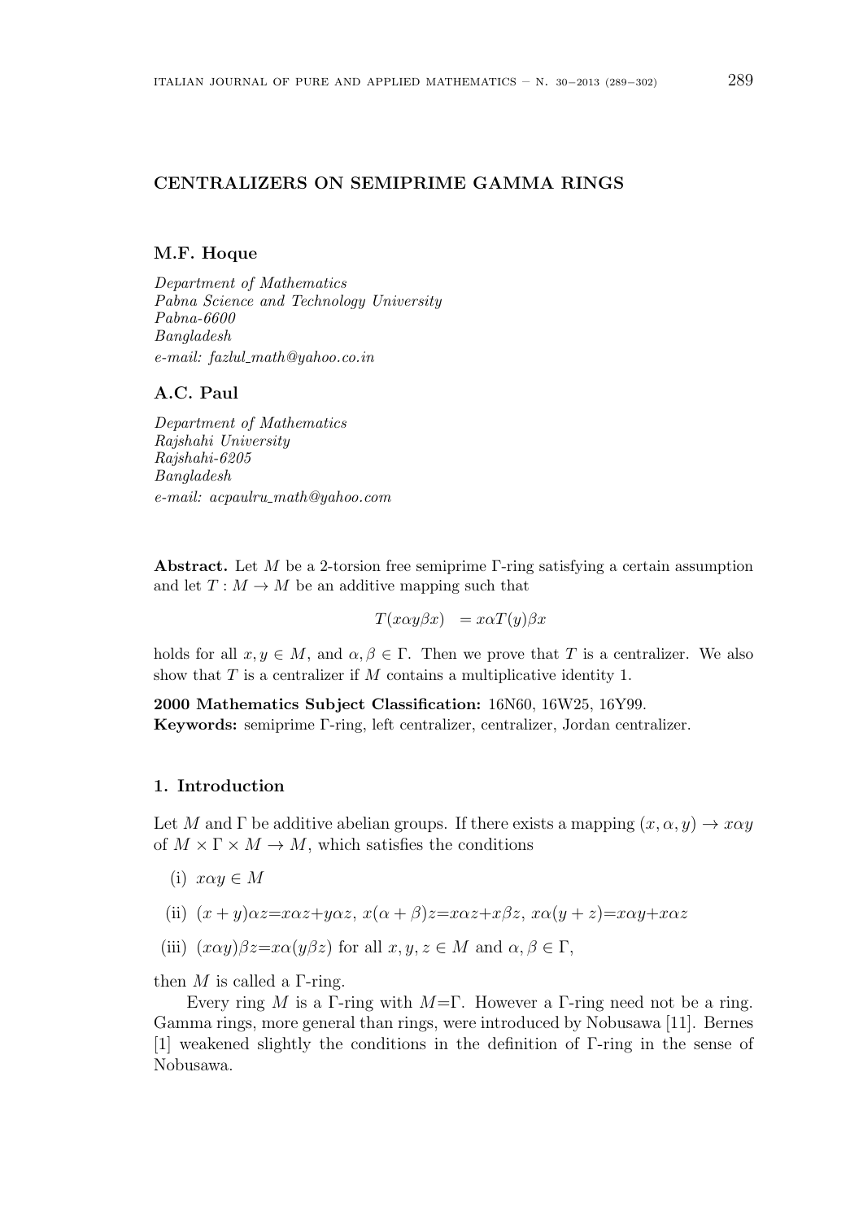# CENTRALIZERS ON SEMIPRIME GAMMA RINGS

**M.F. Hoque**

*Department of Mathematics*
*Pabna Science and Technology University*
*Pabna-6600*
*Bangladesh*
*e-mail: fazlul_math@yahoo.co.in*

**A.C. Paul**

*Department of Mathematics*
*Rajshahi University*
*Rajshahi-6205*
*Bangladesh*
*e-mail: acpaulru_math@yahoo.com*

**Abstract.** Let $M$ be a 2-torsion free semiprime $\Gamma$-ring satisfying a certain assumption and let $T : M \to M$ be an additive mapping such that

$$T(x\alpha y\beta x) \ = x\alpha T(y)\beta x$$

holds for all $x, y \in M$, and $\alpha, \beta \in \Gamma$. Then we prove that $T$ is a centralizer. We also show that $T$ is a centralizer if $M$ contains a multiplicative identity 1.

**2000 Mathematics Subject Classification:** 16N60, 16W25, 16Y99.
**Keywords:** semiprime $\Gamma$-ring, left centralizer, centralizer, Jordan centralizer.

## 1. Introduction

Let $M$ and $\Gamma$ be additive abelian groups. If there exists a mapping $(x, \alpha, y) \to x\alpha y$ of $M \times \Gamma \times M \to M$, which satisfies the conditions

(i) $x\alpha y \in M$

(ii) $(x + y)\alpha z$=$x\alpha z$+$y\alpha z$, $x(\alpha + \beta)z$=$x\alpha z$+$x\beta z$, $x\alpha(y + z)$=$x\alpha y$+$x\alpha z$

(iii) $(x\alpha y)\beta z$=$x\alpha(y\beta z)$ for all $x, y, z \in M$ and $\alpha, \beta \in \Gamma$,

then $M$ is called a $\Gamma$-ring.

Every ring $M$ is a $\Gamma$-ring with $M$=$\Gamma$. However a $\Gamma$-ring need not be a ring. Gamma rings, more general than rings, were introduced by Nobusawa [11]. Bernes [1] weakened slightly the conditions in the definition of $\Gamma$-ring in the sense of Nobusawa.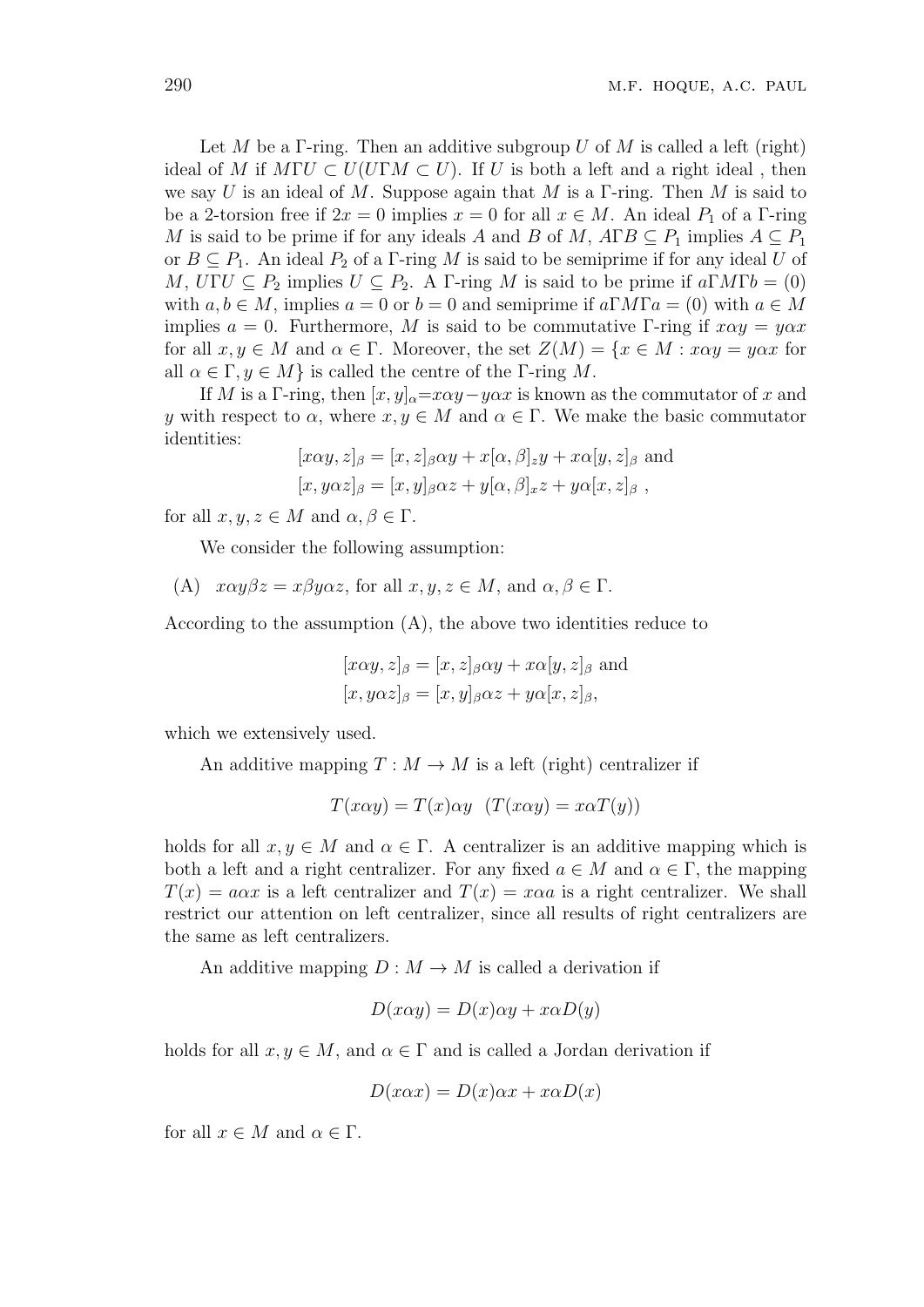Let $M$ be a $\Gamma$-ring. Then an additive subgroup $U$ of $M$ is called a left (right) ideal of $M$ if $M\Gamma U \subset U(U\Gamma M \subset U)$. If $U$ is both a left and a right ideal , then we say $U$ is an ideal of $M$. Suppose again that $M$ is a $\Gamma$-ring. Then $M$ is said to be a 2-torsion free if $2x = 0$ implies $x = 0$ for all $x \in M$. An ideal $P_1$ of a $\Gamma$-ring $M$ is said to be prime if for any ideals $A$ and $B$ of $M$, $A\Gamma B \subseteq P_1$ implies $A \subseteq P_1$ or $B \subseteq P_1$. An ideal $P_2$ of a $\Gamma$-ring $M$ is said to be semiprime if for any ideal $U$ of $M$, $U\Gamma U \subseteq P_2$ implies $U \subseteq P_2$. A $\Gamma$-ring $M$ is said to be prime if $a\Gamma M\Gamma b = (0)$ with $a, b \in M$, implies $a = 0$ or $b = 0$ and semiprime if $a\Gamma M\Gamma a = (0)$ with $a \in M$ implies $a = 0$. Furthermore, $M$ is said to be commutative $\Gamma$-ring if $x\alpha y = y\alpha x$ for all $x, y \in M$ and $\alpha \in \Gamma$. Moreover, the set $Z(M) = \{x \in M : x\alpha y = y\alpha x$ for all $\alpha \in \Gamma, y \in M\}$ is called the centre of the $\Gamma$-ring $M$.

If $M$ is a $\Gamma$-ring, then $[x, y]_\alpha = x\alpha y - y\alpha x$ is known as the commutator of $x$ and $y$ with respect to $\alpha$, where $x, y \in M$ and $\alpha \in \Gamma$. We make the basic commutator identities:

$$[x\alpha y, z]_\beta = [x, z]_\beta \alpha y + x[\alpha, \beta]_z y + x\alpha[y, z]_\beta \text{ and}$$
$$[x, y\alpha z]_\beta = [x, y]_\beta \alpha z + y[\alpha, \beta]_x z + y\alpha[x, z]_\beta \ ,$$

for all $x, y, z \in M$ and $\alpha, \beta \in \Gamma$.

We consider the following assumption:

(A) $x\alpha y\beta z = x\beta y\alpha z$, for all $x, y, z \in M$, and $\alpha, \beta \in \Gamma$.

According to the assumption (A), the above two identities reduce to

$$[x\alpha y, z]_\beta = [x, z]_\beta \alpha y + x\alpha[y, z]_\beta \text{ and}$$
$$[x, y\alpha z]_\beta = [x, y]_\beta \alpha z + y\alpha[x, z]_\beta,$$

which we extensively used.

An additive mapping $T : M \to M$ is a left (right) centralizer if

$$T(x\alpha y) = T(x)\alpha y \quad (T(x\alpha y) = x\alpha T(y))$$

holds for all $x, y \in M$ and $\alpha \in \Gamma$. A centralizer is an additive mapping which is both a left and a right centralizer. For any fixed $a \in M$ and $\alpha \in \Gamma$, the mapping $T(x) = a\alpha x$ is a left centralizer and $T(x) = x\alpha a$ is a right centralizer. We shall restrict our attention on left centralizer, since all results of right centralizers are the same as left centralizers.

An additive mapping $D : M \to M$ is called a derivation if

$$D(x\alpha y) = D(x)\alpha y + x\alpha D(y)$$

holds for all $x, y \in M$, and $\alpha \in \Gamma$ and is called a Jordan derivation if

$$D(x\alpha x) = D(x)\alpha x + x\alpha D(x)$$

for all $x \in M$ and $\alpha \in \Gamma$.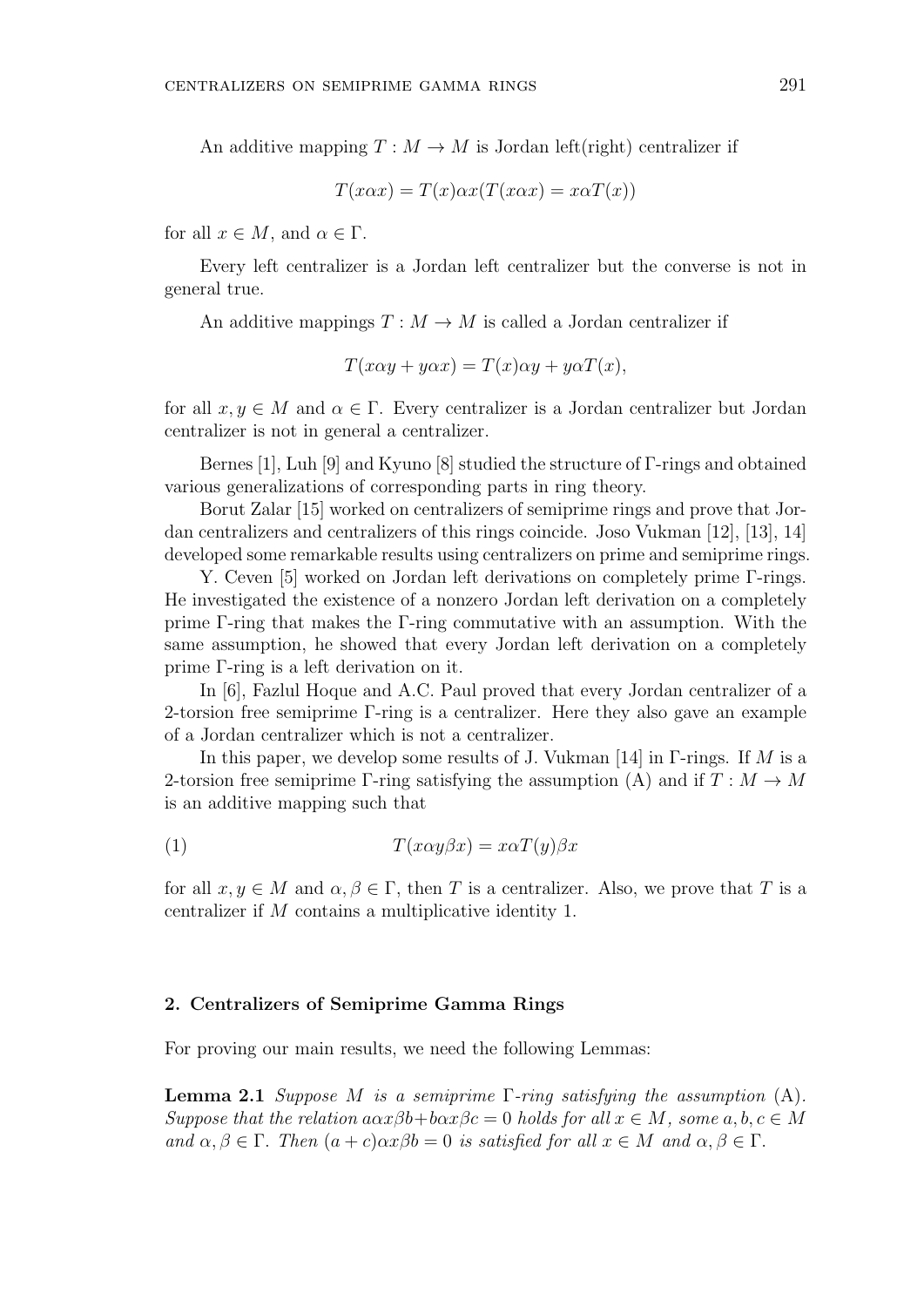An additive mapping $T : M \to M$ is Jordan left(right) centralizer if

$$T(x\alpha x) = T(x)\alpha x (T(x\alpha x) = x\alpha T(x))$$

for all $x \in M$, and $\alpha \in \Gamma$.

Every left centralizer is a Jordan left centralizer but the converse is not in general true.

An additive mappings $T : M \to M$ is called a Jordan centralizer if

$$T(x\alpha y + y\alpha x) = T(x)\alpha y + y\alpha T(x),$$

for all $x, y \in M$ and $\alpha \in \Gamma$. Every centralizer is a Jordan centralizer but Jordan centralizer is not in general a centralizer.

Bernes [1], Luh [9] and Kyuno [8] studied the structure of Γ-rings and obtained various generalizations of corresponding parts in ring theory.

Borut Zalar [15] worked on centralizers of semiprime rings and prove that Jordan centralizers and centralizers of this rings coincide. Joso Vukman [12], [13], 14] developed some remarkable results using centralizers on prime and semiprime rings.

Y. Ceven [5] worked on Jordan left derivations on completely prime Γ-rings. He investigated the existence of a nonzero Jordan left derivation on a completely prime Γ-ring that makes the Γ-ring commutative with an assumption. With the same assumption, he showed that every Jordan left derivation on a completely prime Γ-ring is a left derivation on it.

In [6], Fazlul Hoque and A.C. Paul proved that every Jordan centralizer of a 2-torsion free semiprime Γ-ring is a centralizer. Here they also gave an example of a Jordan centralizer which is not a centralizer.

In this paper, we develop some results of J. Vukman [14] in Γ-rings. If $M$ is a 2-torsion free semiprime Γ-ring satisfying the assumption (A) and if $T : M \to M$ is an additive mapping such that

$$T(x\alpha y\beta x) = x\alpha T(y)\beta x \tag{1}$$

for all $x, y \in M$ and $\alpha, \beta \in \Gamma$, then $T$ is a centralizer. Also, we prove that $T$ is a centralizer if $M$ contains a multiplicative identity 1.

## 2. Centralizers of Semiprime Gamma Rings

For proving our main results, we need the following Lemmas:

**Lemma 2.1** *Suppose $M$ is a semiprime Γ-ring satisfying the assumption* (A). *Suppose that the relation $a\alpha x\beta b + b\alpha x\beta c = 0$ holds for all $x \in M$, some $a, b, c \in M$ and $\alpha, \beta \in \Gamma$. Then $(a + c)\alpha x\beta b = 0$ is satisfied for all $x \in M$ and $\alpha, \beta \in \Gamma$.*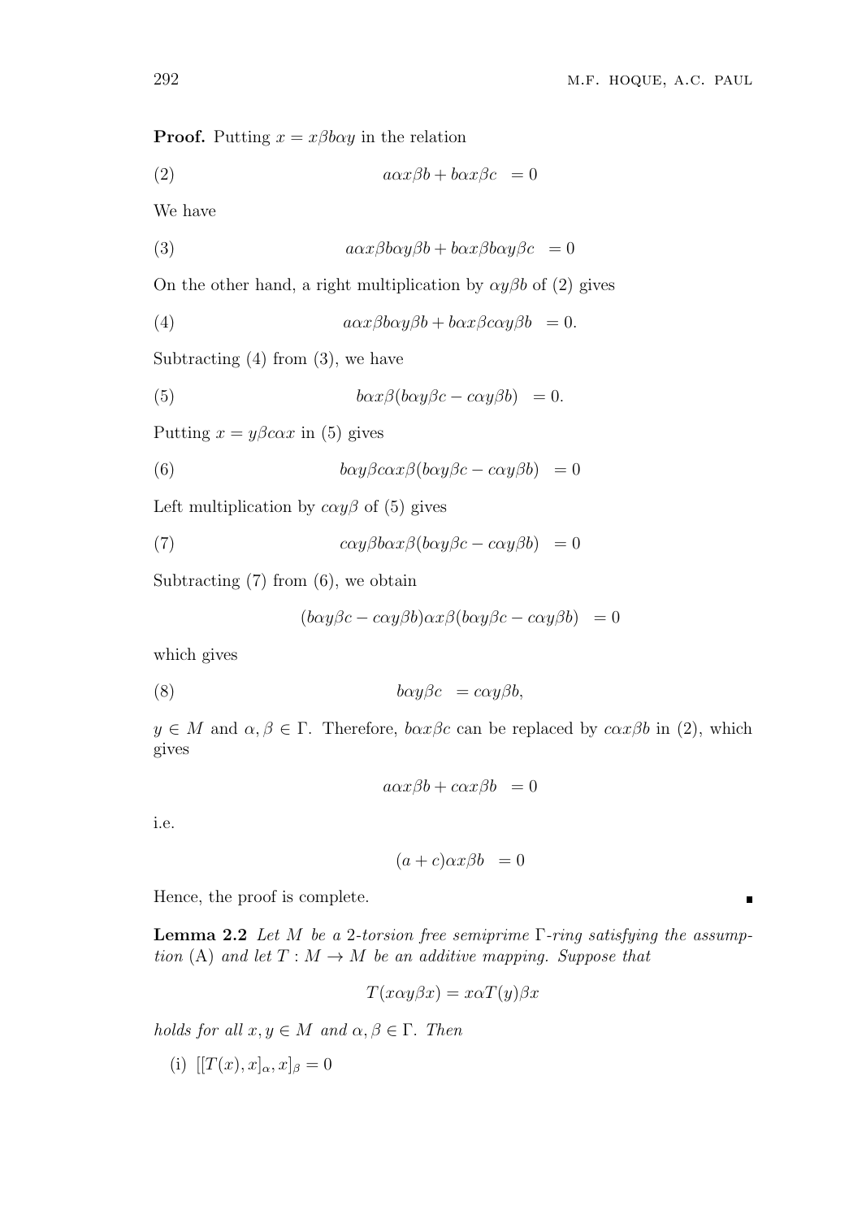**Proof.** Putting $x = x\beta b\alpha y$ in the relation

$$a\alpha x\beta b + b\alpha x\beta c = 0 \tag{2}$$

We have

$$a\alpha x\beta b\alpha y\beta b + b\alpha x\beta b\alpha y\beta c = 0 \tag{3}$$

On the other hand, a right multiplication by $\alpha y\beta b$ of (2) gives

$$a\alpha x\beta b\alpha y\beta b + b\alpha x\beta c\alpha y\beta b = 0. \tag{4}$$

Subtracting (4) from (3), we have

$$b\alpha x\beta(b\alpha y\beta c - c\alpha y\beta b) = 0. \tag{5}$$

Putting $x = y\beta c\alpha x$ in (5) gives

$$b\alpha y\beta c\alpha x\beta(b\alpha y\beta c - c\alpha y\beta b) = 0 \tag{6}$$

Left multiplication by $c\alpha y\beta$ of (5) gives

$$c\alpha y\beta b\alpha x\beta(b\alpha y\beta c - c\alpha y\beta b) = 0 \tag{7}$$

Subtracting (7) from (6), we obtain

$$(b\alpha y\beta c - c\alpha y\beta b)\alpha x\beta(b\alpha y\beta c - c\alpha y\beta b) = 0$$

which gives

$$b\alpha y\beta c = c\alpha y\beta b, \tag{8}$$

$y \in M$ and $\alpha, \beta \in \Gamma$. Therefore, $b\alpha x\beta c$ can be replaced by $c\alpha x\beta b$ in (2), which gives

$$a\alpha x\beta b + c\alpha x\beta b = 0$$

i.e.

$$(a + c)\alpha x\beta b = 0$$

Hence, the proof is complete. ∎

**Lemma 2.2** *Let $M$ be a 2-torsion free semiprime $\Gamma$-ring satisfying the assumption (A) and let $T : M \to M$ be an additive mapping. Suppose that*

$$T(x\alpha y\beta x) = x\alpha T(y)\beta x$$

*holds for all $x, y \in M$ and $\alpha, \beta \in \Gamma$. Then*

(i) $[[T(x), x]_\alpha, x]_\beta = 0$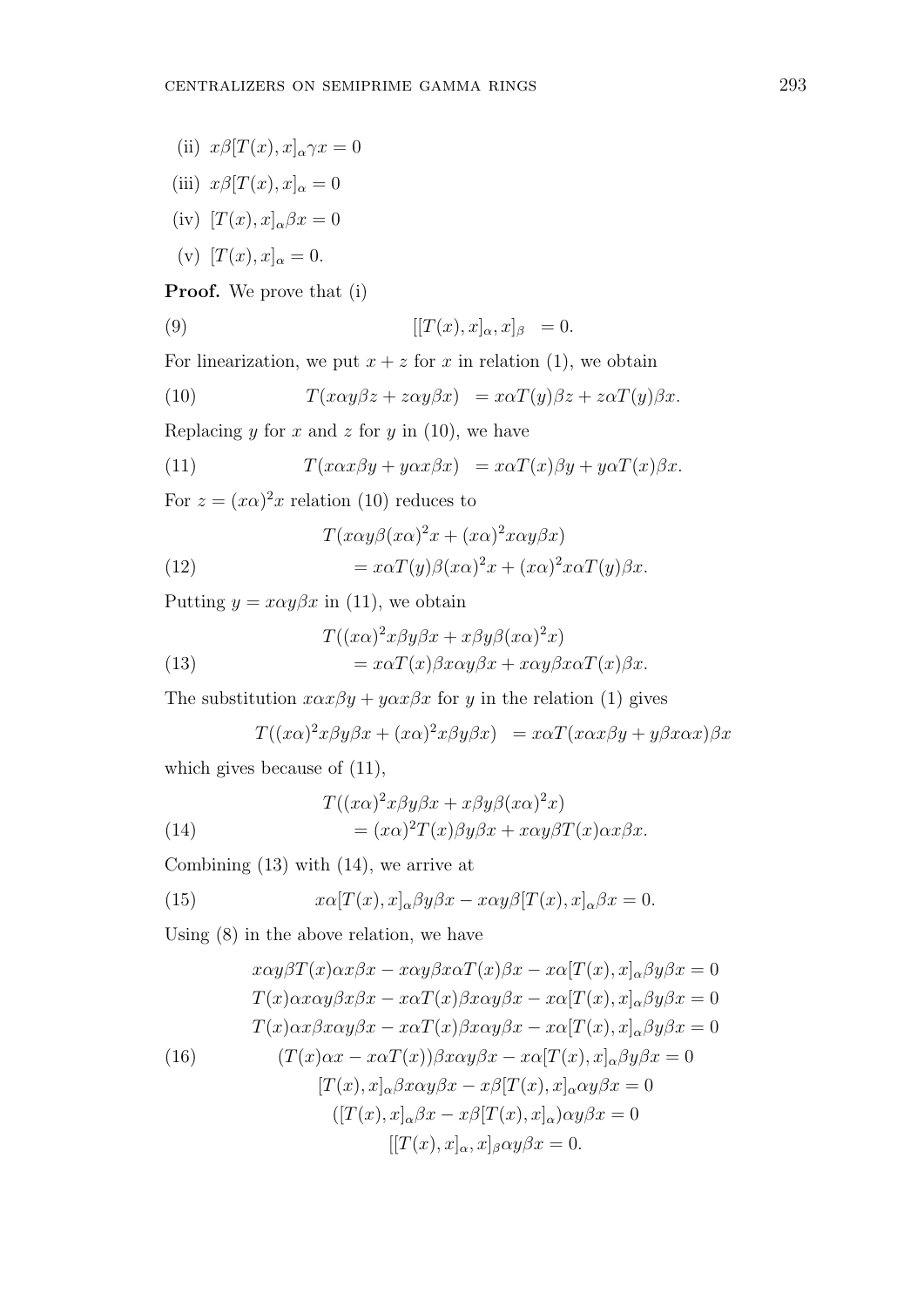(ii) $x\beta[T(x),x]_\alpha\gamma x=0$

(iii) $x\beta[T(x),x]_\alpha=0$

(iv) $[T(x),x]_\alpha\beta x=0$

(v) $[T(x),x]_\alpha=0.$

**Proof.** We prove that (i)

$$[[T(x),x]_\alpha,x]_\beta\ =0. \tag{9}$$

For linearization, we put $x+z$ for $x$ in relation (1), we obtain

$$T(x\alpha y\beta z+z\alpha y\beta x)\ =x\alpha T(y)\beta z+z\alpha T(y)\beta x. \tag{10}$$

Replacing $y$ for $x$ and $z$ for $y$ in (10), we have

$$T(x\alpha x\beta y+y\alpha x\beta x)\ =x\alpha T(x)\beta y+y\alpha T(x)\beta x. \tag{11}$$

For $z=(x\alpha)^2x$ relation (10) reduces to

$$\begin{aligned}&T(x\alpha y\beta(x\alpha)^2x+(x\alpha)^2x\alpha y\beta x)\\ &\qquad=x\alpha T(y)\beta(x\alpha)^2x+(x\alpha)^2x\alpha T(y)\beta x.\end{aligned} \tag{12}$$

Putting $y=x\alpha y\beta x$ in (11), we obtain

$$\begin{aligned}&T((x\alpha)^2x\beta y\beta x+x\beta y\beta(x\alpha)^2x)\\ &\qquad=x\alpha T(x)\beta x\alpha y\beta x+x\alpha y\beta x\alpha T(x)\beta x.\end{aligned} \tag{13}$$

The substitution $x\alpha x\beta y+y\alpha x\beta x$ for $y$ in the relation (1) gives

$$T((x\alpha)^2x\beta y\beta x+(x\alpha)^2x\beta y\beta x)\ =x\alpha T(x\alpha x\beta y+y\beta x\alpha x)\beta x$$

which gives because of (11),

$$\begin{aligned}&T((x\alpha)^2x\beta y\beta x+x\beta y\beta(x\alpha)^2x)\\ &\qquad=(x\alpha)^2T(x)\beta y\beta x+x\alpha y\beta T(x)\alpha x\beta x.\end{aligned} \tag{14}$$

Combining (13) with (14), we arrive at

$$x\alpha[T(x),x]_\alpha\beta y\beta x-x\alpha y\beta[T(x),x]_\alpha\beta x=0. \tag{15}$$

Using (8) in the above relation, we have

$$\begin{aligned}x\alpha y\beta T(x)\alpha x\beta x-x\alpha y\beta x\alpha T(x)\beta x-x\alpha[T(x),x]_\alpha\beta y\beta x&=0\\ T(x)\alpha x\alpha y\beta x\beta x-x\alpha T(x)\beta x\alpha y\beta x-x\alpha[T(x),x]_\alpha\beta y\beta x&=0\\ T(x)\alpha x\beta x\alpha y\beta x-x\alpha T(x)\beta x\alpha y\beta x-x\alpha[T(x),x]_\alpha\beta y\beta x&=0\\ (T(x)\alpha x-x\alpha T(x))\beta x\alpha y\beta x-x\alpha[T(x),x]_\alpha\beta y\beta x&=0\\ [T(x),x]_\alpha\beta x\alpha y\beta x-x\beta[T(x),x]_\alpha\alpha y\beta x&=0\\ ([T(x),x]_\alpha\beta x-x\beta[T(x),x]_\alpha)\alpha y\beta x&=0\\ [[T(x),x]_\alpha,x]_\beta\alpha y\beta x&=0.\end{aligned} \tag{16}$$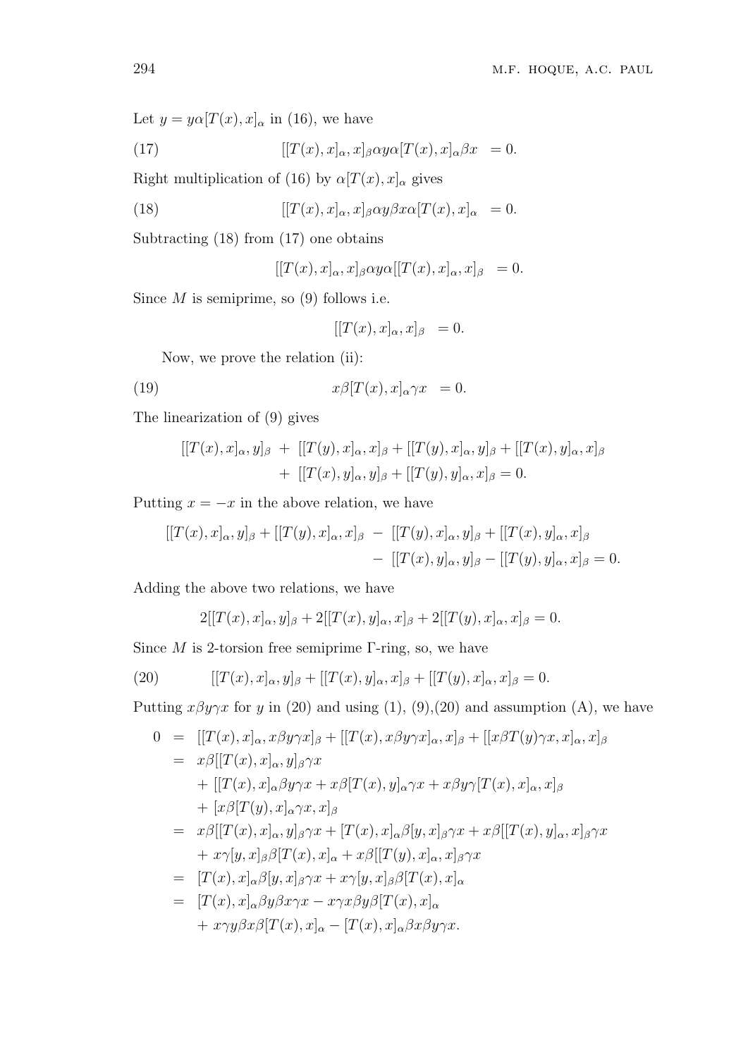Let $y = y\alpha[T(x), x]_\alpha$ in (16), we have

$$[[T(x), x]_\alpha, x]_\beta \alpha y \alpha [T(x), x]_\alpha \beta x \;\; = 0. \tag{17}$$

Right multiplication of (16) by $\alpha[T(x), x]_\alpha$ gives

$$[[T(x), x]_\alpha, x]_\beta \alpha y \beta x \alpha [T(x), x]_\alpha \;\; = 0. \tag{18}$$

Subtracting (18) from (17) one obtains

$$[[T(x), x]_\alpha, x]_\beta \alpha y \alpha [[T(x), x]_\alpha, x]_\beta \;\; = 0.$$

Since $M$ is semiprime, so (9) follows i.e.

$$[[T(x), x]_\alpha, x]_\beta \;\; = 0.$$

Now, we prove the relation (ii):

$$x\beta[T(x), x]_\alpha \gamma x \;\; = 0. \tag{19}$$

The linearization of (9) gives

$$\begin{aligned}
[[T(x), x]_\alpha, y]_\beta \; &+ \; [[T(y), x]_\alpha, x]_\beta + [[T(y), x]_\alpha, y]_\beta + [[T(x), y]_\alpha, x]_\beta \\
&+ \; [[T(x), y]_\alpha, y]_\beta + [[T(y), y]_\alpha, x]_\beta = 0.
\end{aligned}$$

Putting $x = -x$ in the above relation, we have

$$\begin{aligned}
[[T(x), x]_\alpha, y]_\beta + [[T(y), x]_\alpha, x]_\beta \; &- \; [[T(y), x]_\alpha, y]_\beta + [[T(x), y]_\alpha, x]_\beta \\
&- \; [[T(x), y]_\alpha, y]_\beta - [[T(y), y]_\alpha, x]_\beta = 0.
\end{aligned}$$

Adding the above two relations, we have

$$2[[T(x), x]_\alpha, y]_\beta + 2[[T(x), y]_\alpha, x]_\beta + 2[[T(y), x]_\alpha, x]_\beta = 0.$$

Since $M$ is 2-torsion free semiprime $\Gamma$-ring, so, we have

$$[[T(x), x]_\alpha, y]_\beta + [[T(x), y]_\alpha, x]_\beta + [[T(y), x]_\alpha, x]_\beta = 0. \tag{20}$$

Putting $x\beta y\gamma x$ for $y$ in (20) and using (1), (9),(20) and assumption (A), we have

$$\begin{aligned}
0 \;\; &= \;\; [[T(x), x]_\alpha, x\beta y\gamma x]_\beta + [[T(x), x\beta y\gamma x]_\alpha, x]_\beta + [[x\beta T(y)\gamma x, x]_\alpha, x]_\beta \\
&= \;\; x\beta[[T(x), x]_\alpha, y]_\beta \gamma x \\
&\quad + [[T(x), x]_\alpha \beta y \gamma x + x\beta[T(x), y]_\alpha \gamma x + x\beta y \gamma [T(x), x]_\alpha, x]_\beta \\
&\quad + [x\beta[T(y), x]_\alpha \gamma x, x]_\beta \\
&= \;\; x\beta[[T(x), x]_\alpha, y]_\beta \gamma x + [T(x), x]_\alpha \beta [y, x]_\beta \gamma x + x\beta[[T(x), y]_\alpha, x]_\beta \gamma x \\
&\quad + x\gamma[y, x]_\beta \beta [T(x), x]_\alpha + x\beta[[T(y), x]_\alpha, x]_\beta \gamma x \\
&= \;\; [T(x), x]_\alpha \beta [y, x]_\beta \gamma x + x\gamma[y, x]_\beta \beta [T(x), x]_\alpha \\
&= \;\; [T(x), x]_\alpha \beta y \beta x \gamma x - x\gamma x \beta y \beta [T(x), x]_\alpha \\
&\quad + x\gamma y \beta x \beta [T(x), x]_\alpha - [T(x), x]_\alpha \beta x \beta y \gamma x.
\end{aligned}$$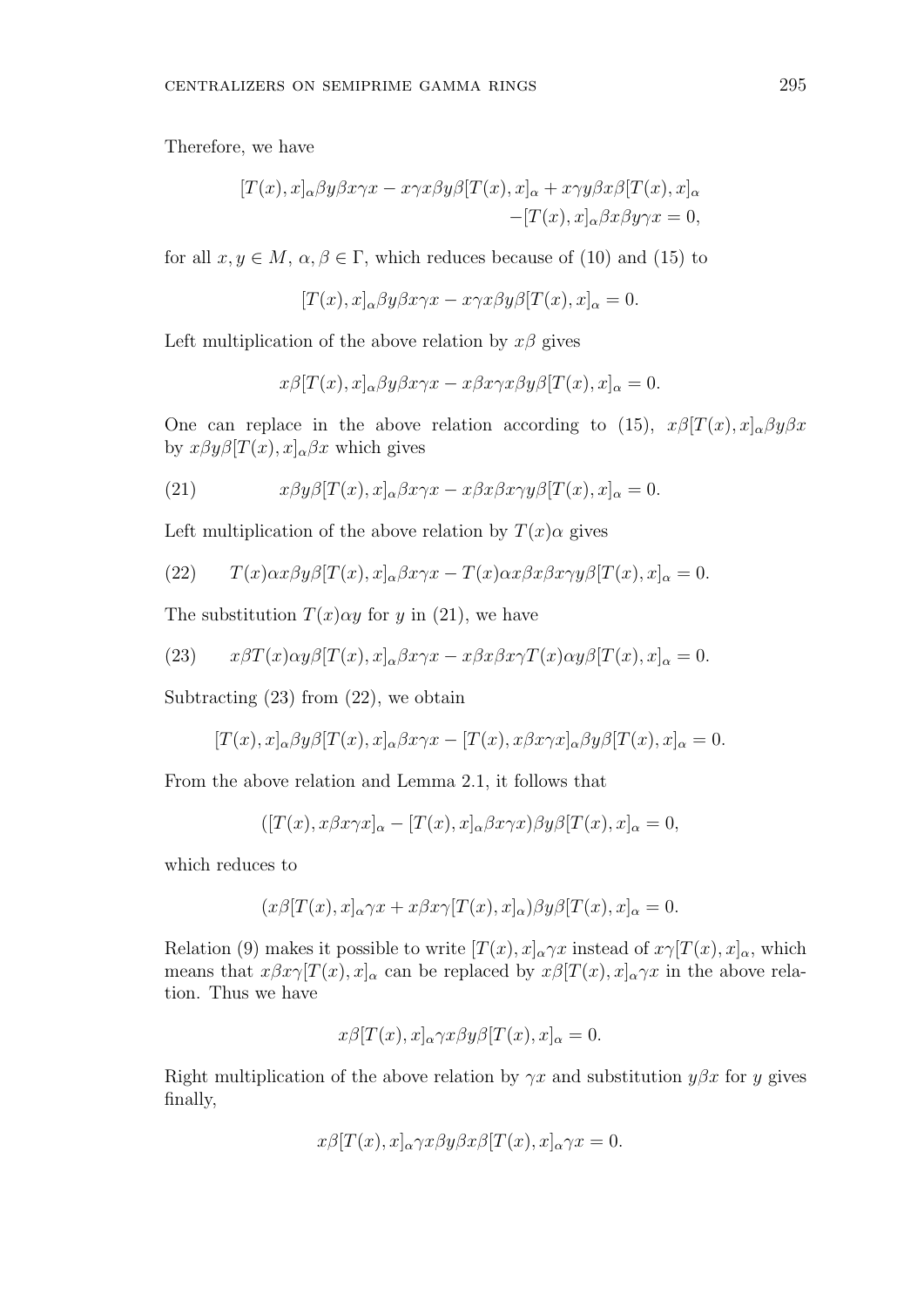Therefore, we have

$$[T(x), x]_\alpha \beta y \beta x \gamma x - x\gamma x \beta y \beta [T(x), x]_\alpha + x\gamma y \beta x \beta [T(x), x]_\alpha \\ - [T(x), x]_\alpha \beta x \beta y \gamma x = 0,$$

for all $x, y \in M$, $\alpha, \beta \in \Gamma$, which reduces because of (10) and (15) to

$$[T(x), x]_\alpha \beta y \beta x \gamma x - x\gamma x \beta y \beta [T(x), x]_\alpha = 0.$$

Left multiplication of the above relation by $x\beta$ gives

$$x\beta [T(x), x]_\alpha \beta y \beta x \gamma x - x\beta x \gamma x \beta y \beta [T(x), x]_\alpha = 0.$$

One can replace in the above relation according to (15), $x\beta[T(x), x]_\alpha \beta y \beta x$ by $x\beta y \beta [T(x), x]_\alpha \beta x$ which gives

$$x\beta y \beta [T(x), x]_\alpha \beta x \gamma x - x\beta x \beta x \gamma y \beta [T(x), x]_\alpha = 0. \tag{21}$$

Left multiplication of the above relation by $T(x)\alpha$ gives

$$T(x)\alpha x \beta y \beta [T(x), x]_\alpha \beta x \gamma x - T(x)\alpha x \beta x \beta x \gamma y \beta [T(x), x]_\alpha = 0. \tag{22}$$

The substitution $T(x)\alpha y$ for $y$ in (21), we have

$$x\beta T(x)\alpha y \beta [T(x), x]_\alpha \beta x \gamma x - x\beta x \beta x \gamma T(x) \alpha y \beta [T(x), x]_\alpha = 0. \tag{23}$$

Subtracting (23) from (22), we obtain

$$[T(x), x]_\alpha \beta y \beta [T(x), x]_\alpha \beta x \gamma x - [T(x), x\beta x \gamma x]_\alpha \beta y \beta [T(x), x]_\alpha = 0.$$

From the above relation and Lemma 2.1, it follows that

$$([T(x), x\beta x \gamma x]_\alpha - [T(x), x]_\alpha \beta x \gamma x)\beta y \beta [T(x), x]_\alpha = 0,$$

which reduces to

$$(x\beta [T(x), x]_\alpha \gamma x + x\beta x \gamma [T(x), x]_\alpha)\beta y \beta [T(x), x]_\alpha = 0.$$

Relation (9) makes it possible to write $[T(x), x]_\alpha \gamma x$ instead of $x\gamma[T(x), x]_\alpha$, which means that $x\beta x \gamma [T(x), x]_\alpha$ can be replaced by $x\beta [T(x), x]_\alpha \gamma x$ in the above relation. Thus we have

$$x\beta [T(x), x]_\alpha \gamma x \beta y \beta [T(x), x]_\alpha = 0.$$

Right multiplication of the above relation by $\gamma x$ and substitution $y\beta x$ for $y$ gives finally,

$$x\beta [T(x), x]_\alpha \gamma x \beta y \beta x \beta [T(x), x]_\alpha \gamma x = 0.$$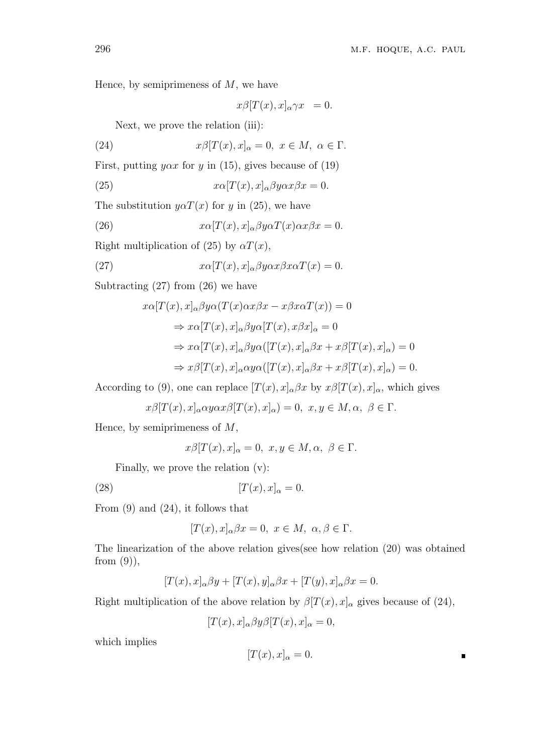Hence, by semiprimeness of $M$, we have

$$x\beta[T(x), x]_\alpha \gamma x \;\; = 0.$$

Next, we prove the relation (iii):

$$x\beta[T(x), x]_\alpha = 0, \; x \in M, \; \alpha \in \Gamma. \tag{24}$$

First, putting $y\alpha x$ for $y$ in (15), gives because of (19)

$$x\alpha[T(x), x]_\alpha \beta y \alpha x \beta x = 0. \tag{25}$$

The substitution $y\alpha T(x)$ for $y$ in (25), we have

$$x\alpha[T(x), x]_\alpha \beta y \alpha T(x) \alpha x \beta x = 0. \tag{26}$$

Right multiplication of (25) by $\alpha T(x)$,

$$x\alpha[T(x), x]_\alpha \beta y \alpha x \beta x \alpha T(x) = 0. \tag{27}$$

Subtracting (27) from (26) we have

$$\begin{aligned}
& x\alpha[T(x), x]_\alpha \beta y \alpha (T(x)\alpha x \beta x - x\beta x \alpha T(x)) = 0 \\
& \Rightarrow x\alpha[T(x), x]_\alpha \beta y \alpha [T(x), x\beta x]_\alpha = 0 \\
& \Rightarrow x\alpha[T(x), x]_\alpha \beta y \alpha ([T(x), x]_\alpha \beta x + x\beta[T(x), x]_\alpha) = 0 \\
& \Rightarrow x\beta[T(x), x]_\alpha \alpha y \alpha ([T(x), x]_\alpha \beta x + x\beta[T(x), x]_\alpha) = 0.
\end{aligned}$$

According to (9), one can replace $[T(x), x]_\alpha \beta x$ by $x\beta[T(x), x]_\alpha$, which gives

$$x\beta[T(x), x]_\alpha \alpha y \alpha x \beta[T(x), x]_\alpha) = 0, \; x, y \in M, \alpha, \; \beta \in \Gamma.$$

Hence, by semiprimeness of $M$,

$$x\beta[T(x), x]_\alpha = 0, \; x, y \in M, \alpha, \; \beta \in \Gamma.$$

Finally, we prove the relation (v):

$$[T(x), x]_\alpha = 0. \tag{28}$$

From (9) and (24), it follows that

$$[T(x), x]_\alpha \beta x = 0, \; x \in M, \; \alpha, \beta \in \Gamma.$$

The linearization of the above relation gives(see how relation (20) was obtained from (9)),

$$[T(x), x]_\alpha \beta y + [T(x), y]_\alpha \beta x + [T(y), x]_\alpha \beta x = 0.$$

Right multiplication of the above relation by $\beta[T(x), x]_\alpha$ gives because of (24),

$$[T(x), x]_\alpha \beta y \beta [T(x), x]_\alpha = 0,$$

which implies

$$[T(x), x]_\alpha = 0.$$

∎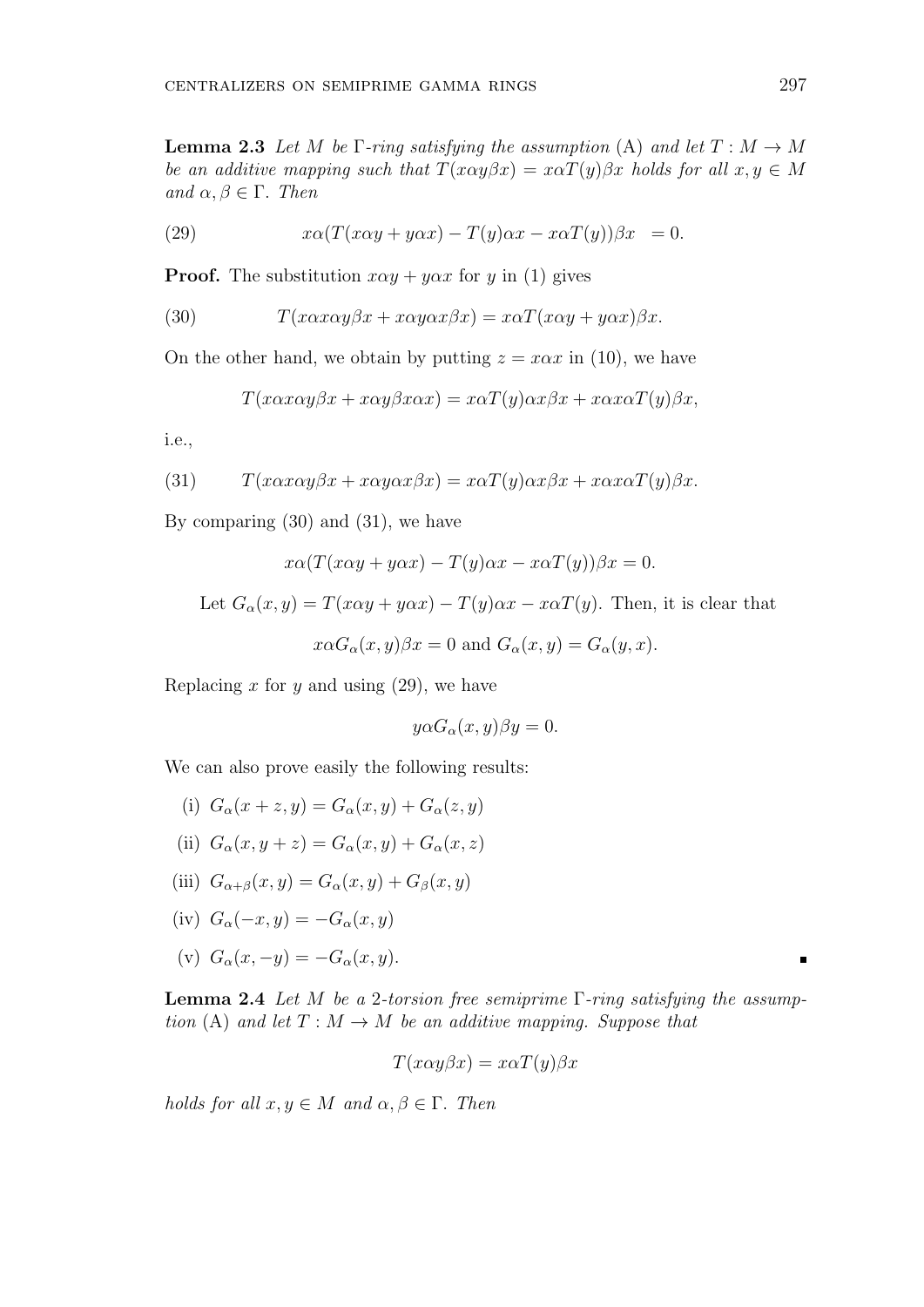**Lemma 2.3** *Let $M$ be $\Gamma$-ring satisfying the assumption* (A) *and let $T : M \to M$ be an additive mapping such that $T(x\alpha y\beta x) = x\alpha T(y)\beta x$ holds for all $x, y \in M$ and $\alpha, \beta \in \Gamma$. Then*

$$x\alpha(T(x\alpha y + y\alpha x) - T(y)\alpha x - x\alpha T(y))\beta x \;= 0. \tag{29}$$

**Proof.** The substitution $x\alpha y + y\alpha x$ for $y$ in (1) gives

$$T(x\alpha x\alpha y\beta x + x\alpha y\alpha x\beta x) = x\alpha T(x\alpha y + y\alpha x)\beta x. \tag{30}$$

On the other hand, we obtain by putting $z = x\alpha x$ in (10), we have

$$T(x\alpha x\alpha y\beta x + x\alpha y\beta x\alpha x) = x\alpha T(y)\alpha x\beta x + x\alpha x\alpha T(y)\beta x,$$

i.e.,

$$T(x\alpha x\alpha y\beta x + x\alpha y\alpha x\beta x) = x\alpha T(y)\alpha x\beta x + x\alpha x\alpha T(y)\beta x. \tag{31}$$

By comparing (30) and (31), we have

$$x\alpha(T(x\alpha y + y\alpha x) - T(y)\alpha x - x\alpha T(y))\beta x = 0.$$

Let $G_\alpha(x, y) = T(x\alpha y + y\alpha x) - T(y)\alpha x - x\alpha T(y)$. Then, it is clear that

$$x\alpha G_\alpha(x, y)\beta x = 0 \text{ and } G_\alpha(x, y) = G_\alpha(y, x).$$

Replacing $x$ for $y$ and using (29), we have

$$y\alpha G_\alpha(x, y)\beta y = 0.$$

We can also prove easily the following results:

(i) $G_\alpha(x + z, y) = G_\alpha(x, y) + G_\alpha(z, y)$

(ii) $G_\alpha(x, y + z) = G_\alpha(x, y) + G_\alpha(x, z)$

(iii) $G_{\alpha+\beta}(x, y) = G_\alpha(x, y) + G_\beta(x, y)$

(iv) $G_\alpha(-x, y) = -G_\alpha(x, y)$

(v) $G_\alpha(x, -y) = -G_\alpha(x, y)$. ∎

**Lemma 2.4** *Let $M$ be a 2-torsion free semiprime $\Gamma$-ring satisfying the assumption* (A) *and let $T : M \to M$ be an additive mapping. Suppose that*

$$T(x\alpha y\beta x) = x\alpha T(y)\beta x$$

*holds for all $x, y \in M$ and $\alpha, \beta \in \Gamma$. Then*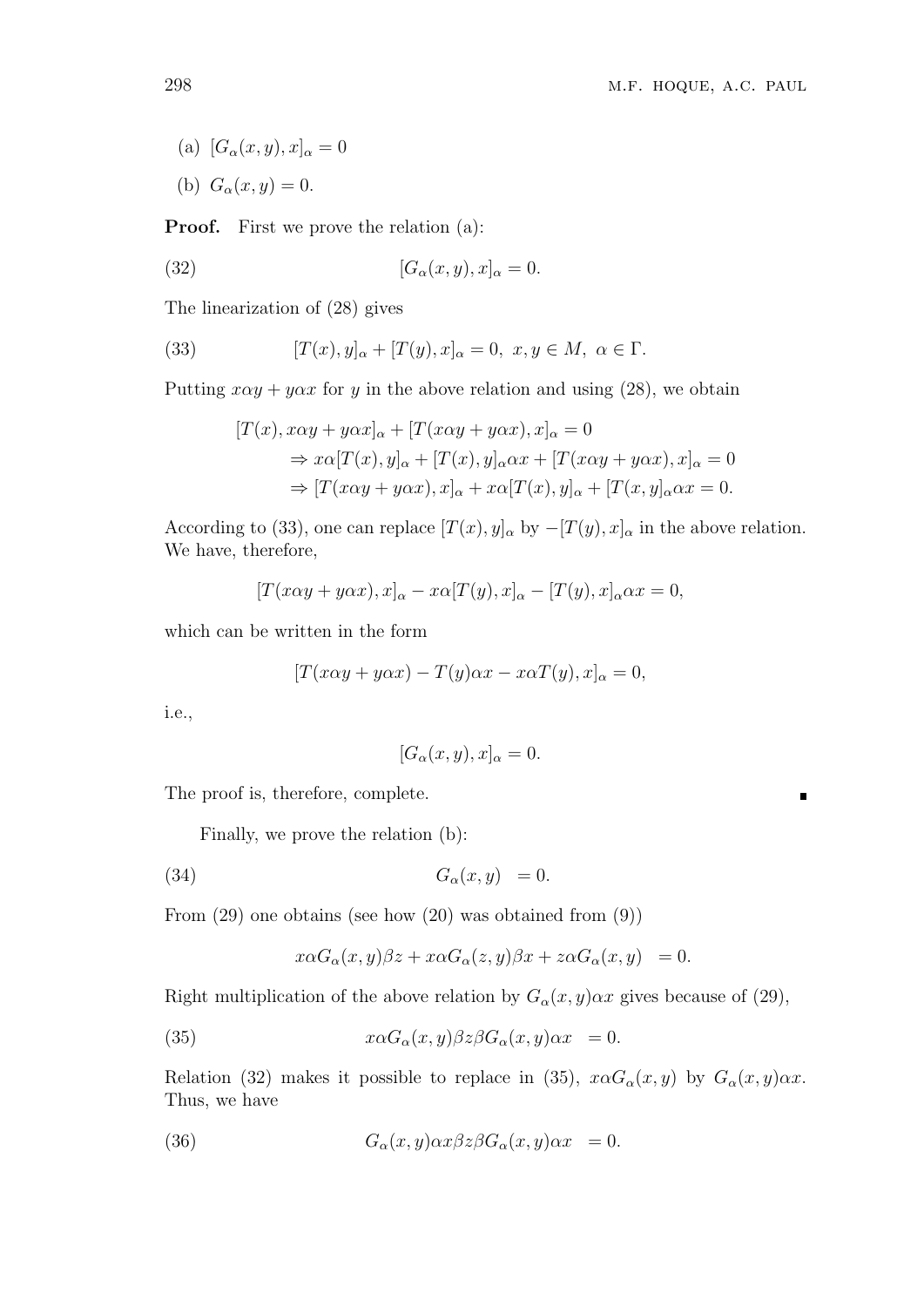(a) $[G_\alpha(x,y),x]_\alpha = 0$

(b) $G_\alpha(x,y) = 0$.

**Proof.** First we prove the relation (a):

$$[G_\alpha(x,y),x]_\alpha = 0. \tag{32}$$

The linearization of (28) gives

$$[T(x),y]_\alpha + [T(y),x]_\alpha = 0, \ x,y \in M, \ \alpha \in \Gamma. \tag{33}$$

Putting $x\alpha y + y\alpha x$ for $y$ in the above relation and using (28), we obtain

$$\begin{aligned}
[T(x), x\alpha y + y\alpha x]_\alpha &+ [T(x\alpha y + y\alpha x), x]_\alpha = 0 \\
&\Rightarrow x\alpha[T(x),y]_\alpha + [T(x),y]_\alpha \alpha x + [T(x\alpha y + y\alpha x), x]_\alpha = 0 \\
&\Rightarrow [T(x\alpha y + y\alpha x), x]_\alpha + x\alpha[T(x),y]_\alpha + [T(x,y]_\alpha \alpha x = 0.
\end{aligned}$$

According to (33), one can replace $[T(x),y]_\alpha$ by $-[T(y),x]_\alpha$ in the above relation. We have, therefore,

$$[T(x\alpha y + y\alpha x), x]_\alpha - x\alpha[T(y),x]_\alpha - [T(y),x]_\alpha \alpha x = 0,$$

which can be written in the form

$$[T(x\alpha y + y\alpha x) - T(y)\alpha x - x\alpha T(y), x]_\alpha = 0,$$

i.e.,

$$[G_\alpha(x,y),x]_\alpha = 0.$$

The proof is, therefore, complete. ∎

Finally, we prove the relation (b):

$$G_\alpha(x,y) \ \ = 0. \tag{34}$$

From (29) one obtains (see how (20) was obtained from (9))

$$x\alpha G_\alpha(x,y)\beta z + x\alpha G_\alpha(z,y)\beta x + z\alpha G_\alpha(x,y) \ \ = 0.$$

Right multiplication of the above relation by $G_\alpha(x,y)\alpha x$ gives because of (29),

$$x\alpha G_\alpha(x,y)\beta z\beta G_\alpha(x,y)\alpha x \ \ = 0. \tag{35}$$

Relation (32) makes it possible to replace in (35), $x\alpha G_\alpha(x,y)$ by $G_\alpha(x,y)\alpha x$. Thus, we have

$$G_\alpha(x,y)\alpha x\beta z\beta G_\alpha(x,y)\alpha x \ \ = 0. \tag{36}$$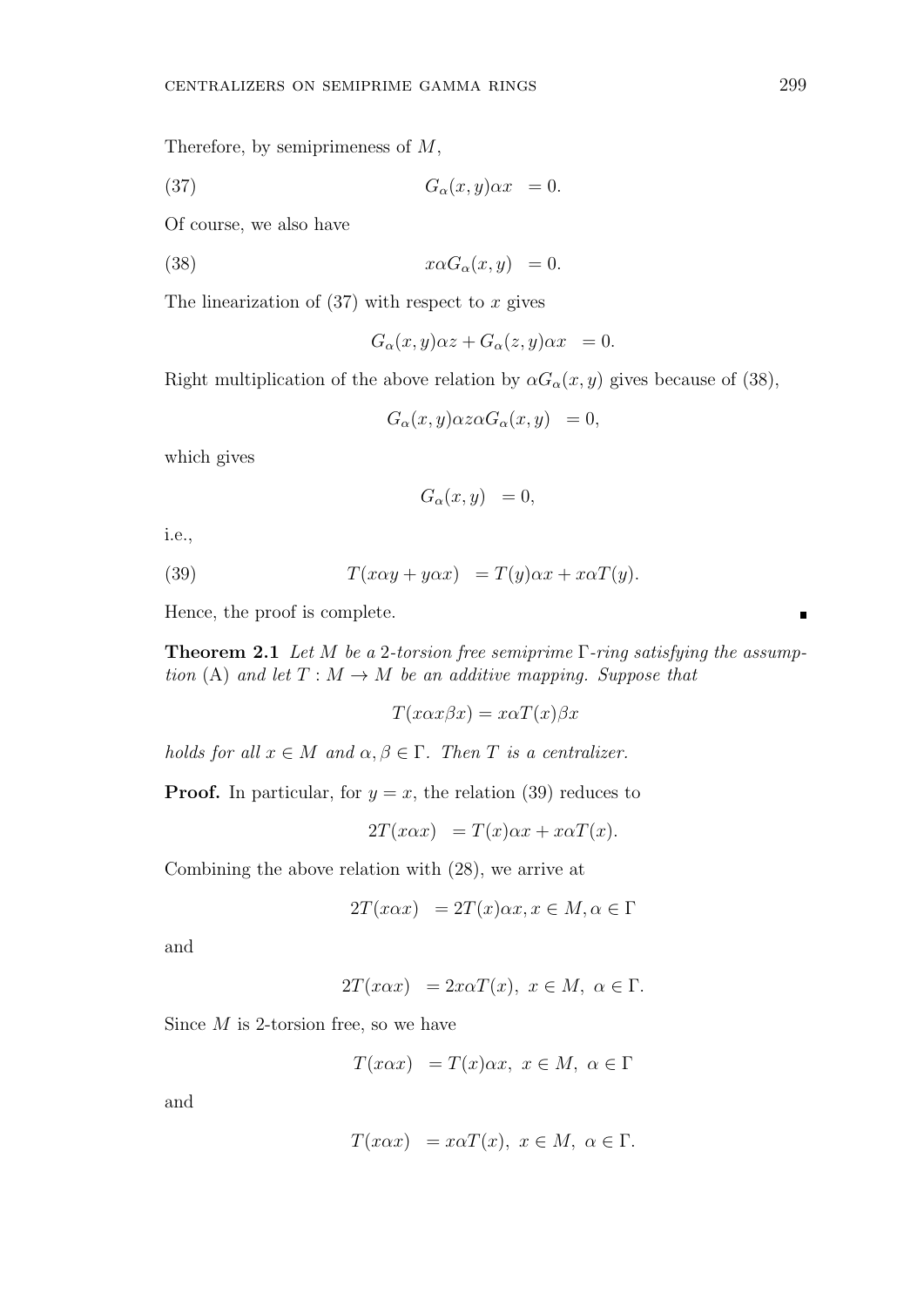Therefore, by semiprimeness of $M$,

$$G_\alpha(x,y)\alpha x \ = 0. \tag{37}$$

Of course, we also have

$$x\alpha G_\alpha(x,y) \ = 0. \tag{38}$$

The linearization of (37) with respect to $x$ gives

$$G_\alpha(x,y)\alpha z + G_\alpha(z,y)\alpha x \ = 0.$$

Right multiplication of the above relation by $\alpha G_\alpha(x,y)$ gives because of (38),

$$G_\alpha(x,y)\alpha z\alpha G_\alpha(x,y) \ = 0,$$

which gives

$$G_\alpha(x,y) \ = 0,$$

i.e.,

$$T(x\alpha y + y\alpha x) \ = T(y)\alpha x + x\alpha T(y). \tag{39}$$

Hence, the proof is complete. ∎

**Theorem 2.1** *Let $M$ be a 2-torsion free semiprime $\Gamma$-ring satisfying the assumption* (A) *and let $T: M \to M$ be an additive mapping. Suppose that*

$$T(x\alpha x\beta x) = x\alpha T(x)\beta x$$

*holds for all $x \in M$ and $\alpha, \beta \in \Gamma$. Then $T$ is a centralizer.*

**Proof.** In particular, for $y = x$, the relation (39) reduces to

$$2T(x\alpha x) \ = T(x)\alpha x + x\alpha T(x).$$

Combining the above relation with (28), we arrive at

$$2T(x\alpha x) \ = 2T(x)\alpha x, x \in M, \alpha \in \Gamma$$

and

$$2T(x\alpha x) \ = 2x\alpha T(x), \ x \in M, \ \alpha \in \Gamma.$$

Since $M$ is 2-torsion free, so we have

$$T(x\alpha x) \ = T(x)\alpha x, \ x \in M, \ \alpha \in \Gamma$$

and

$$T(x\alpha x) \ = x\alpha T(x), \ x \in M, \ \alpha \in \Gamma.$$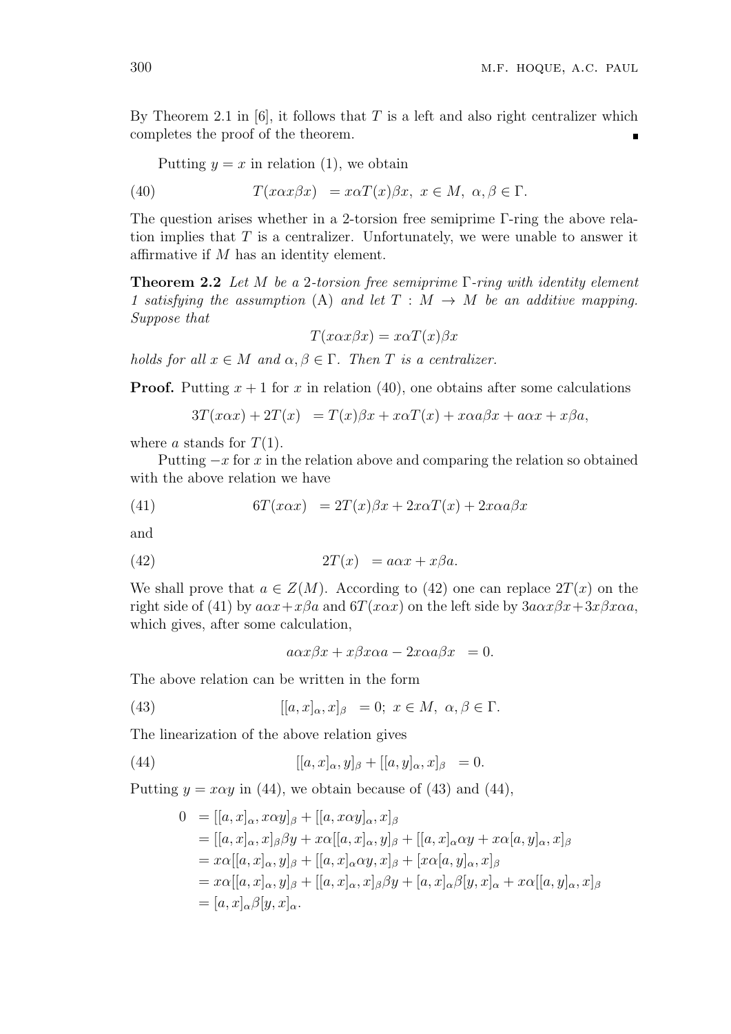By Theorem 2.1 in [6], it follows that $T$ is a left and also right centralizer which completes the proof of the theorem. ∎

Putting $y = x$ in relation (1), we obtain

$$T(x\alpha x\beta x) \;\; = x\alpha T(x)\beta x,\; x \in M,\; \alpha, \beta \in \Gamma. \tag{40}$$

The question arises whether in a 2-torsion free semiprime $\Gamma$-ring the above relation implies that $T$ is a centralizer. Unfortunately, we were unable to answer it affirmative if $M$ has an identity element.

**Theorem 2.2** *Let $M$ be a 2-torsion free semiprime $\Gamma$-ring with identity element 1 satisfying the assumption* (A) *and let $T : M \to M$ be an additive mapping. Suppose that*

$$T(x\alpha x\beta x) = x\alpha T(x)\beta x$$

*holds for all $x \in M$ and $\alpha, \beta \in \Gamma$. Then $T$ is a centralizer.*

**Proof.** Putting $x + 1$ for $x$ in relation (40), one obtains after some calculations

$$3T(x\alpha x) + 2T(x) \;\; = T(x)\beta x + x\alpha T(x) + x\alpha a\beta x + a\alpha x + x\beta a,$$

where $a$ stands for $T(1)$.

Putting $-x$ for $x$ in the relation above and comparing the relation so obtained with the above relation we have

$$6T(x\alpha x) \;\; = 2T(x)\beta x + 2x\alpha T(x) + 2x\alpha a\beta x \tag{41}$$

and

$$2T(x) \;\; = a\alpha x + x\beta a. \tag{42}$$

We shall prove that $a \in Z(M)$. According to (42) one can replace $2T(x)$ on the right side of (41) by $a\alpha x + x\beta a$ and $6T(x\alpha x)$ on the left side by $3a\alpha x\beta x + 3x\beta x\alpha a$, which gives, after some calculation,

$$a\alpha x\beta x + x\beta x\alpha a - 2x\alpha a\beta x \;\; = 0.$$

The above relation can be written in the form

$$[[a, x]_\alpha, x]_\beta \;\; = 0;\; x \in M,\; \alpha, \beta \in \Gamma. \tag{43}$$

The linearization of the above relation gives

$$[[a, x]_\alpha, y]_\beta + [[a, y]_\alpha, x]_\beta \;\; = 0. \tag{44}$$

Putting $y = x\alpha y$ in (44), we obtain because of (43) and (44),

$$\begin{aligned}
0 \;\; &= [[a, x]_\alpha, x\alpha y]_\beta + [[a, x\alpha y]_\alpha, x]_\beta \\
&= [[a, x]_\alpha, x]_\beta\beta y + x\alpha[[a, x]_\alpha, y]_\beta + [[a, x]_\alpha\alpha y + x\alpha[a, y]_\alpha, x]_\beta \\
&= x\alpha[[a, x]_\alpha, y]_\beta + [[a, x]_\alpha\alpha y, x]_\beta + [x\alpha[a, y]_\alpha, x]_\beta \\
&= x\alpha[[a, x]_\alpha, y]_\beta + [[a, x]_\alpha, x]_\beta\beta y + [a, x]_\alpha\beta[y, x]_\alpha + x\alpha[[a, y]_\alpha, x]_\beta \\
&= [a, x]_\alpha\beta[y, x]_\alpha.
\end{aligned}$$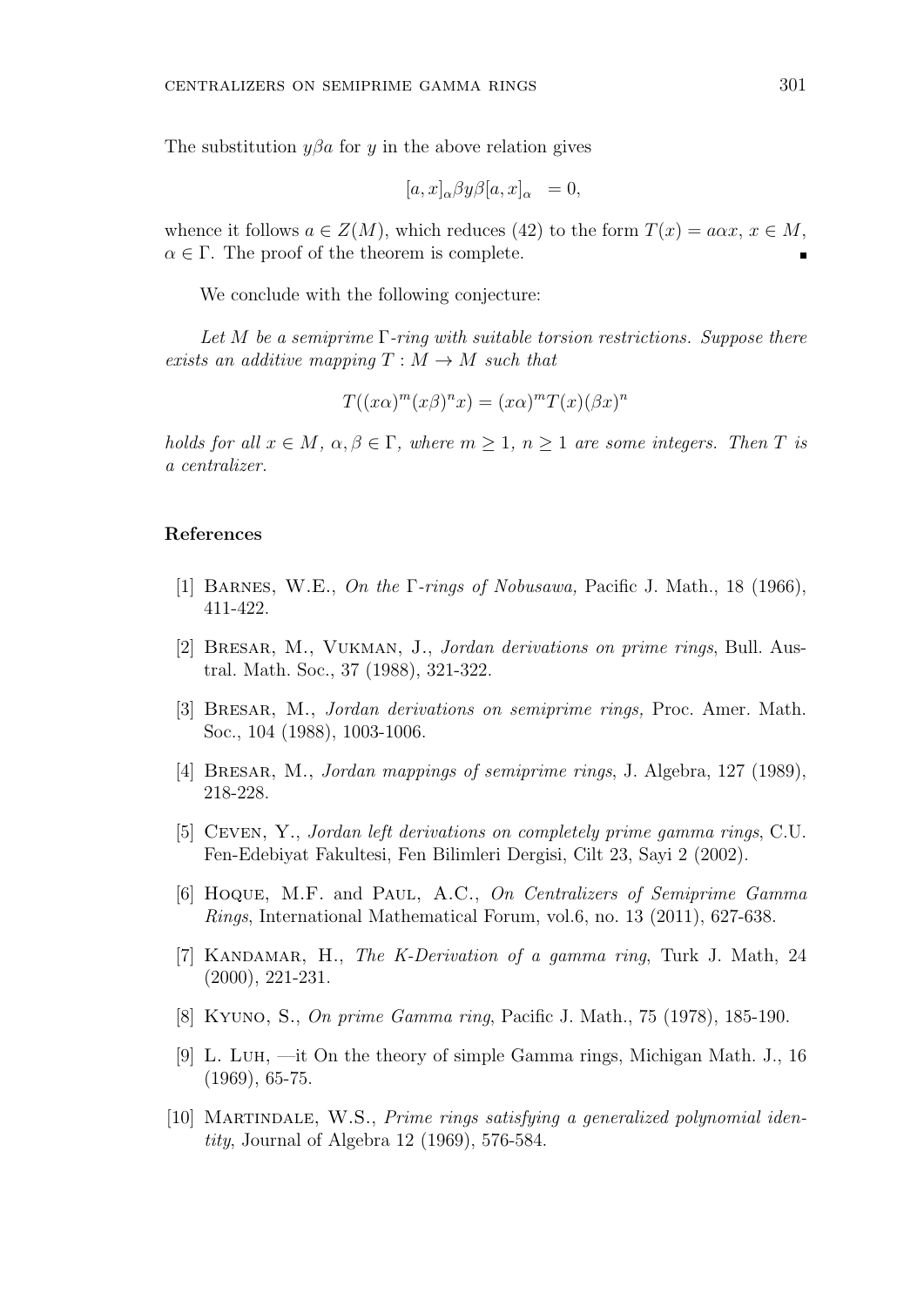The substitution $y\beta a$ for $y$ in the above relation gives

$$[a, x]_\alpha \beta y \beta [a, x]_\alpha \ = 0,$$

whence it follows $a \in Z(M)$, which reduces (42) to the form $T(x) = a\alpha x$, $x \in M$, $\alpha \in \Gamma$. The proof of the theorem is complete. ∎

We conclude with the following conjecture:

*Let $M$ be a semiprime $\Gamma$-ring with suitable torsion restrictions. Suppose there exists an additive mapping $T : M \to M$ such that*

$$T((x\alpha)^m (x\beta)^n x) = (x\alpha)^m T(x)(\beta x)^n$$

*holds for all $x \in M$, $\alpha, \beta \in \Gamma$, where $m \geq 1$, $n \geq 1$ are some integers. Then $T$ is a centralizer.*

## References

[1] Barnes, W.E., *On the $\Gamma$-rings of Nobusawa,* Pacific J. Math., 18 (1966), 411-422.

[2] Bresar, M., Vukman, J., *Jordan derivations on prime rings*, Bull. Austral. Math. Soc., 37 (1988), 321-322.

[3] Bresar, M., *Jordan derivations on semiprime rings,* Proc. Amer. Math. Soc., 104 (1988), 1003-1006.

[4] Bresar, M., *Jordan mappings of semiprime rings*, J. Algebra, 127 (1989), 218-228.

[5] Ceven, Y., *Jordan left derivations on completely prime gamma rings*, C.U. Fen-Edebiyat Fakultesi, Fen Bilimleri Dergisi, Cilt 23, Sayi 2 (2002).

[6] Hoque, M.F. and Paul, A.C., *On Centralizers of Semiprime Gamma Rings*, International Mathematical Forum, vol.6, no. 13 (2011), 627-638.

[7] Kandamar, H., *The K-Derivation of a gamma ring*, Turk J. Math, 24 (2000), 221-231.

[8] Kyuno, S., *On prime Gamma ring*, Pacific J. Math., 75 (1978), 185-190.

[9] L. Luh, —it On the theory of simple Gamma rings, Michigan Math. J., 16 (1969), 65-75.

[10] Martindale, W.S., *Prime rings satisfying a generalized polynomial identity*, Journal of Algebra 12 (1969), 576-584.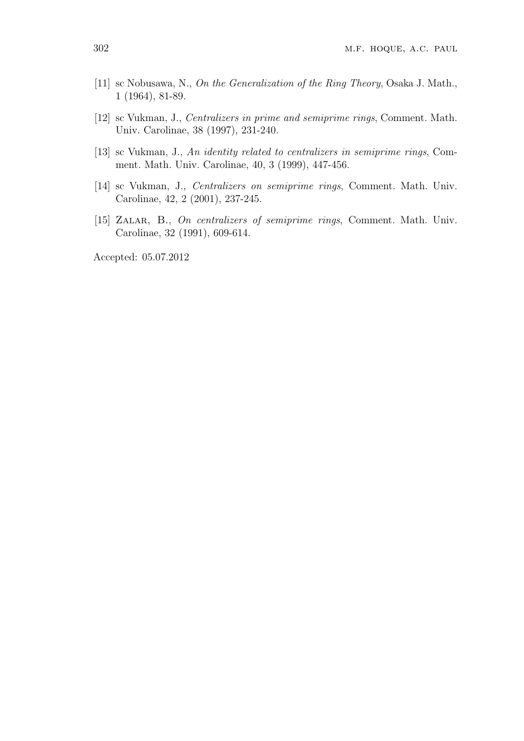[11] sc Nobusawa, N., *On the Generalization of the Ring Theory*, Osaka J. Math., 1 (1964), 81-89.

[12] sc Vukman, J., *Centralizers in prime and semiprime rings*, Comment. Math. Univ. Carolinae, 38 (1997), 231-240.

[13] sc Vukman, J., *An identity related to centralizers in semiprime rings*, Comment. Math. Univ. Carolinae, 40, 3 (1999), 447-456.

[14] sc Vukman, J., *Centralizers on semiprime rings*, Comment. Math. Univ. Carolinae, 42, 2 (2001), 237-245.

[15] Zalar, B., *On centralizers of semiprime rings*, Comment. Math. Univ. Carolinae, 32 (1991), 609-614.

Accepted: 05.07.2012